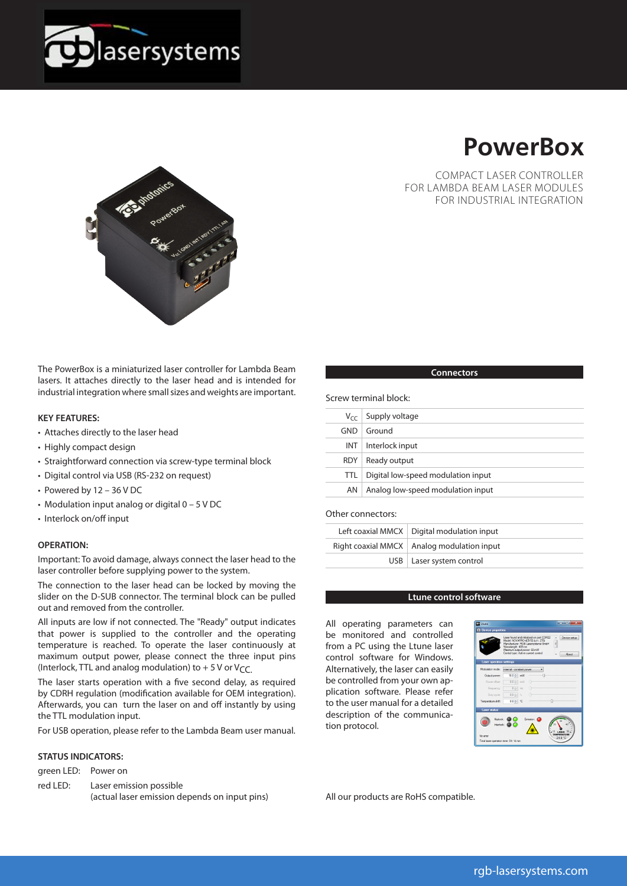# PowerBox

COMPACT LASER CONTROLLER
FOR LAMBDA BEAM LASER MODULES
FOR INDUSTRIAL INTEGRATION

The PowerBox is a miniaturized laser controller for Lambda Beam lasers. It attaches directly to the laser head and is intended for industrial integration where small sizes and weights are important.

**KEY FEATURES:**

- Attaches directly to the laser head
- Highly compact design
- Straightforward connection via screw-type terminal block
- Digital control via USB (RS-232 on request)
- Powered by 12 – 36 V DC
- Modulation input analog or digital 0 – 5 V DC
- Interlock on/off input

**OPERATION:**

Important: To avoid damage, always connect the laser head to the laser controller before supplying power to the system.

The connection to the laser head can be locked by moving the slider on the D-SUB connector. The terminal block can be pulled out and removed from the controller.

All inputs are low if not connected. The "Ready" output indicates that power is supplied to the controller and the operating temperature is reached. To operate the laser continuously at maximum output power, please connect the three input pins (Interlock, TTL and analog modulation) to + 5 V or $V_{CC}$.

The laser starts operation with a five second delay, as required by CDRH regulation (modification available for OEM integration). Afterwards, you can turn the laser on and off instantly by using the TTL modulation input.

For USB operation, please refer to the Lambda Beam user manual.

**STATUS INDICATORS:**

green LED: Power on

red LED: Laser emission possible
(actual laser emission depends on input pins)

## Connectors

Screw terminal block:

| | |
|---|---|
| $V_{CC}$ | Supply voltage |
| GND | Ground |
| INT | Interlock input |
| RDY | Ready output |
| TTL | Digital low-speed modulation input |
| AN | Analog low-speed modulation input |

Other connectors:

| | |
|---|---|
| Left coaxial MMCX | Digital modulation input |
| Right coaxial MMCX | Analog modulation input |
| USB | Laser system control |

## Ltune control software

All operating parameters can be monitored and controlled from a PC using the Ltune laser control software for Windows. Alternatively, the laser can easily be controlled from your own application software. Please refer to the user manual for a detailed description of the communication protocol.

All our products are RoHS compatible.

rgb-lasersystems.com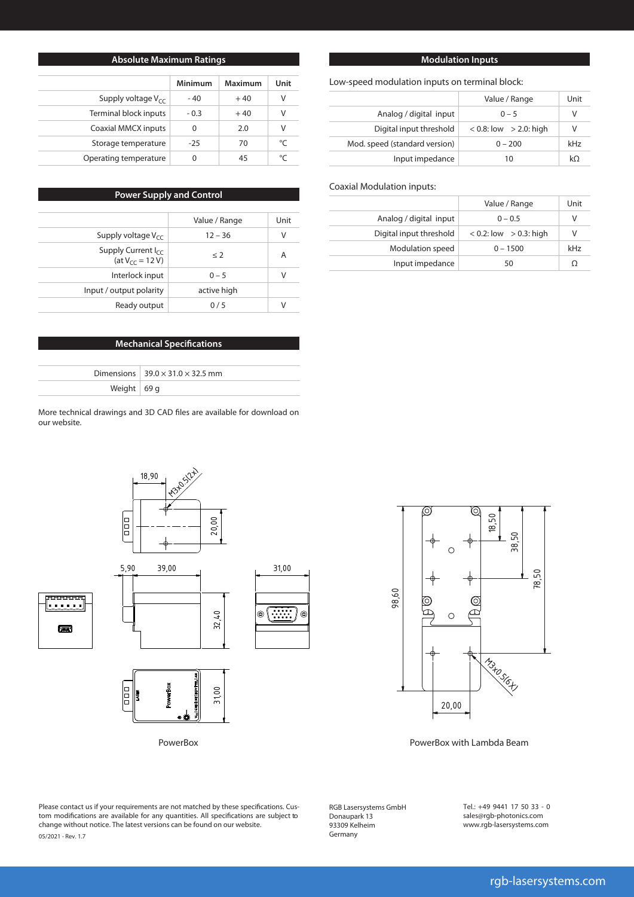## Absolute Maximum Ratings

| | Minimum | Maximum | Unit |
|---|---|---|---|
| Supply voltage $V_{CC}$ | - 40 | + 40 | V |
| Terminal block inputs | - 0.3 | + 40 | V |
| Coaxial MMCX inputs | 0 | 2.0 | V |
| Storage temperature | -25 | 70 | °C |
| Operating temperature | 0 | 45 | °C |

## Power Supply and Control

| | Value / Range | Unit |
|---|---|---|
| Supply voltage $V_{CC}$ | 12 – 36 | V |
| Supply Current $I_{CC}$ (at $V_{CC}$ = 12 V) | ≤ 2 | A |
| Interlock input | 0 – 5 | V |
| Input / output polarity | active high | |
| Ready output | 0 / 5 | V |

## Mechanical Specifications

| | |
|---|---|
| Dimensions | 39.0 × 31.0 × 32.5 mm |
| Weight | 69 g |

More technical drawings and 3D CAD files are available for download on our website.

## Modulation Inputs

Low-speed modulation inputs on terminal block:

| | Value / Range | Unit |
|---|---|---|
| Analog / digital input | 0 – 5 | V |
| Digital input threshold | < 0.8: low > 2.0: high | V |
| Mod. speed (standard version) | 0 – 200 | kHz |
| Input impedance | 10 | kΩ |

Coaxial Modulation inputs:

| | Value / Range | Unit |
|---|---|---|
| Analog / digital input | 0 – 0.5 | V |
| Digital input threshold | < 0.2: low > 0.3: high | V |
| Modulation speed | 0 – 1500 | kHz |
| Input impedance | 50 | Ω |

18,90
M3x0.5(2x)
20,00
5,90
39,00
31,00
32,40
31,00

PowerBox

98,60
18,50
38,50
78,50
M3x0.5(6X)
20,00

PowerBox with Lambda Beam

Please contact us if your requirements are not matched by these specifications. Custom modifications are available for any quantities. All specifications are subject to change without notice. The latest versions can be found on our website.

05/2021 - Rev. 1.7

RGB Lasersystems GmbH
Donaupark 13
93309 Kelheim
Germany

Tel.: +49 9441 17 50 33 - 0
sales@rgb-photonics.com
www.rgb-lasersystems.com